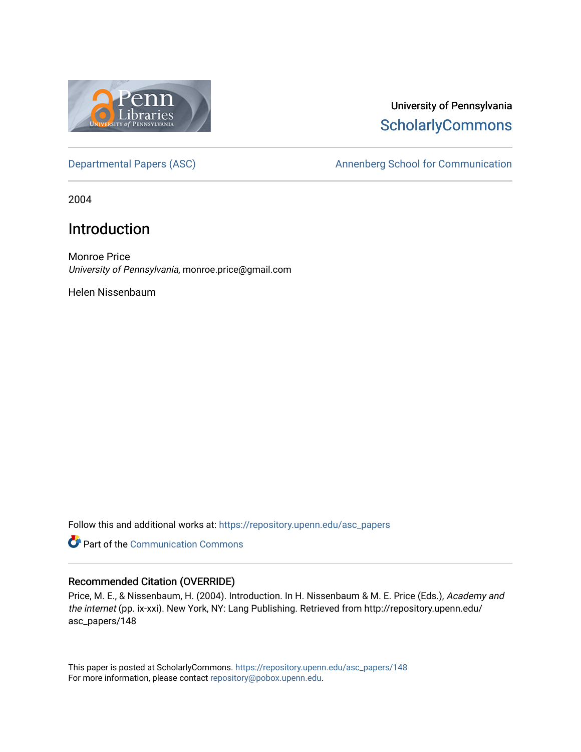University of Pennsylvania
ScholarlyCommons

Departmental Papers (ASC)

Annenberg School for Communication

2004

# Introduction

Monroe Price
*University of Pennsylvania*, monroe.price@gmail.com

Helen Nissenbaum

Follow this and additional works at: https://repository.upenn.edu/asc_papers

Part of the Communication Commons

## Recommended Citation (OVERRIDE)

Price, M. E., & Nissenbaum, H. (2004). Introduction. In H. Nissenbaum & M. E. Price (Eds.), *Academy and the internet* (pp. ix-xxi). New York, NY: Lang Publishing. Retrieved from http://repository.upenn.edu/asc_papers/148

This paper is posted at ScholarlyCommons. https://repository.upenn.edu/asc_papers/148
For more information, please contact repository@pobox.upenn.edu.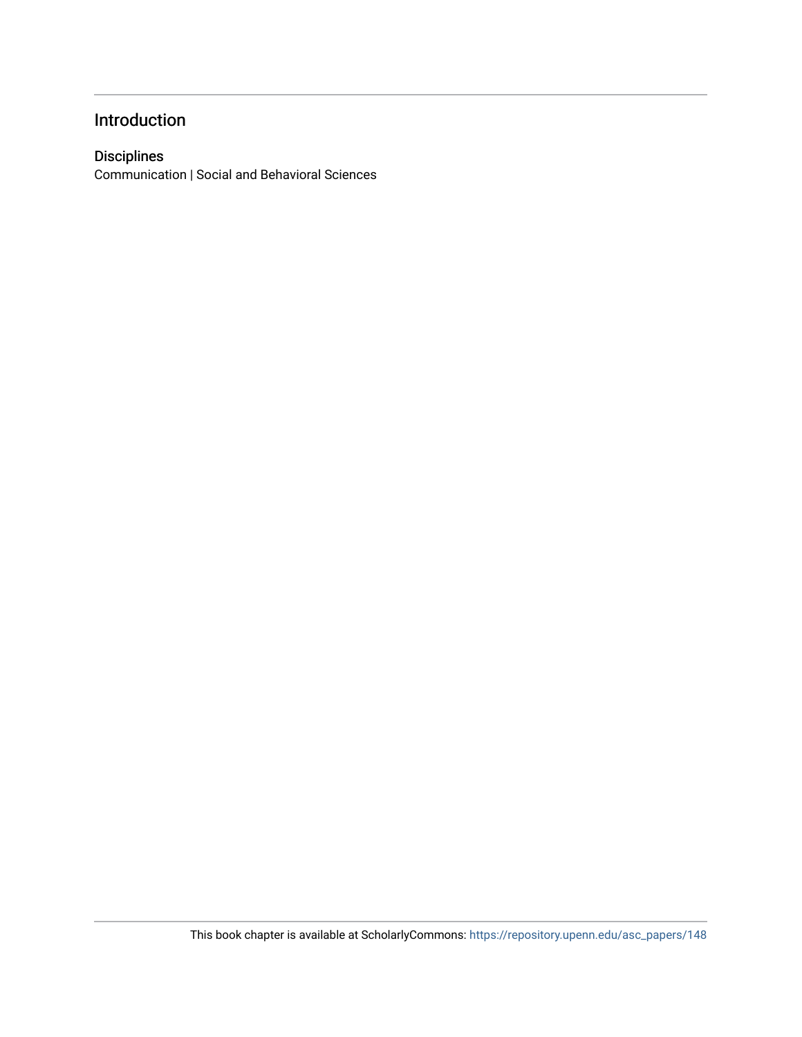# Introduction

## Disciplines

Communication | Social and Behavioral Sciences

This book chapter is available at ScholarlyCommons: https://repository.upenn.edu/asc_papers/148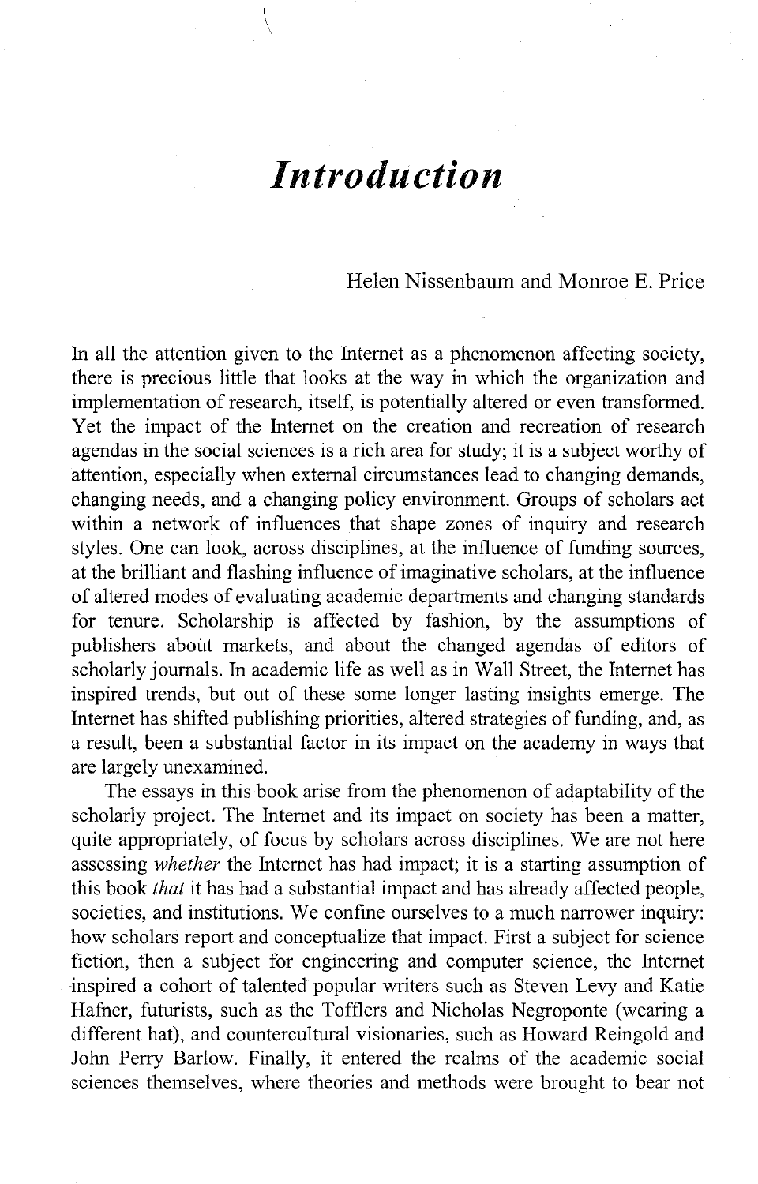# *Introduction*

Helen Nissenbaum and Monroe E. Price

In all the attention given to the Internet as a phenomenon affecting society, there is precious little that looks at the way in which the organization and implementation of research, itself, is potentially altered or even transformed. Yet the impact of the Internet on the creation and recreation of research agendas in the social sciences is a rich area for study; it is a subject worthy of attention, especially when external circumstances lead to changing demands, changing needs, and a changing policy environment. Groups of scholars act within a network of influences that shape zones of inquiry and research styles. One can look, across disciplines, at the influence of funding sources, at the brilliant and flashing influence of imaginative scholars, at the influence of altered modes of evaluating academic departments and changing standards for tenure. Scholarship is affected by fashion, by the assumptions of publishers about markets, and about the changed agendas of editors of scholarly journals. In academic life as well as in Wall Street, the Internet has inspired trends, but out of these some longer lasting insights emerge. The Internet has shifted publishing priorities, altered strategies of funding, and, as a result, been a substantial factor in its impact on the academy in ways that are largely unexamined.

The essays in this book arise from the phenomenon of adaptability of the scholarly project. The Internet and its impact on society has been a matter, quite appropriately, of focus by scholars across disciplines. We are not here assessing *whether* the Internet has had impact; it is a starting assumption of this book *that* it has had a substantial impact and has already affected people, societies, and institutions. We confine ourselves to a much narrower inquiry: how scholars report and conceptualize that impact. First a subject for science fiction, then a subject for engineering and computer science, the Internet inspired a cohort of talented popular writers such as Steven Levy and Katie Hafner, futurists, such as the Tofflers and Nicholas Negroponte (wearing a different hat), and countercultural visionaries, such as Howard Reingold and John Perry Barlow. Finally, it entered the realms of the academic social sciences themselves, where theories and methods were brought to bear not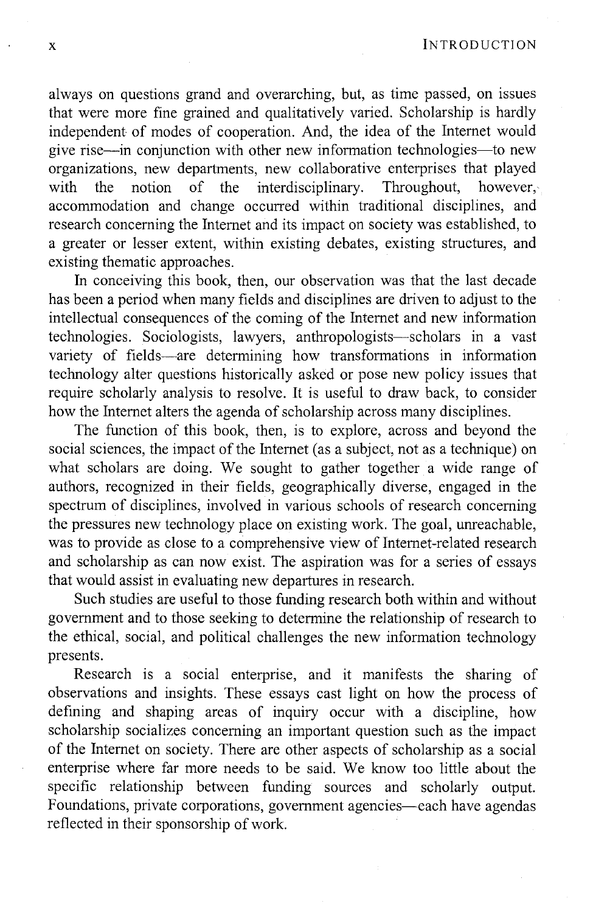always on questions grand and overarching, but, as time passed, on issues that were more fine grained and qualitatively varied. Scholarship is hardly independent of modes of cooperation. And, the idea of the Internet would give rise—in conjunction with other new information technologies—to new organizations, new departments, new collaborative enterprises that played with the notion of the interdisciplinary. Throughout, however, accommodation and change occurred within traditional disciplines, and research concerning the Internet and its impact on society was established, to a greater or lesser extent, within existing debates, existing structures, and existing thematic approaches.

In conceiving this book, then, our observation was that the last decade has been a period when many fields and disciplines are driven to adjust to the intellectual consequences of the coming of the Internet and new information technologies. Sociologists, lawyers, anthropologists—scholars in a vast variety of fields—are determining how transformations in information technology alter questions historically asked or pose new policy issues that require scholarly analysis to resolve. It is useful to draw back, to consider how the Internet alters the agenda of scholarship across many disciplines.

The function of this book, then, is to explore, across and beyond the social sciences, the impact of the Internet (as a subject, not as a technique) on what scholars are doing. We sought to gather together a wide range of authors, recognized in their fields, geographically diverse, engaged in the spectrum of disciplines, involved in various schools of research concerning the pressures new technology place on existing work. The goal, unreachable, was to provide as close to a comprehensive view of Internet-related research and scholarship as can now exist. The aspiration was for a series of essays that would assist in evaluating new departures in research.

Such studies are useful to those funding research both within and without government and to those seeking to determine the relationship of research to the ethical, social, and political challenges the new information technology presents.

Research is a social enterprise, and it manifests the sharing of observations and insights. These essays cast light on how the process of defining and shaping areas of inquiry occur with a discipline, how scholarship socializes concerning an important question such as the impact of the Internet on society. There are other aspects of scholarship as a social enterprise where far more needs to be said. We know too little about the specific relationship between funding sources and scholarly output. Foundations, private corporations, government agencies—each have agendas reflected in their sponsorship of work.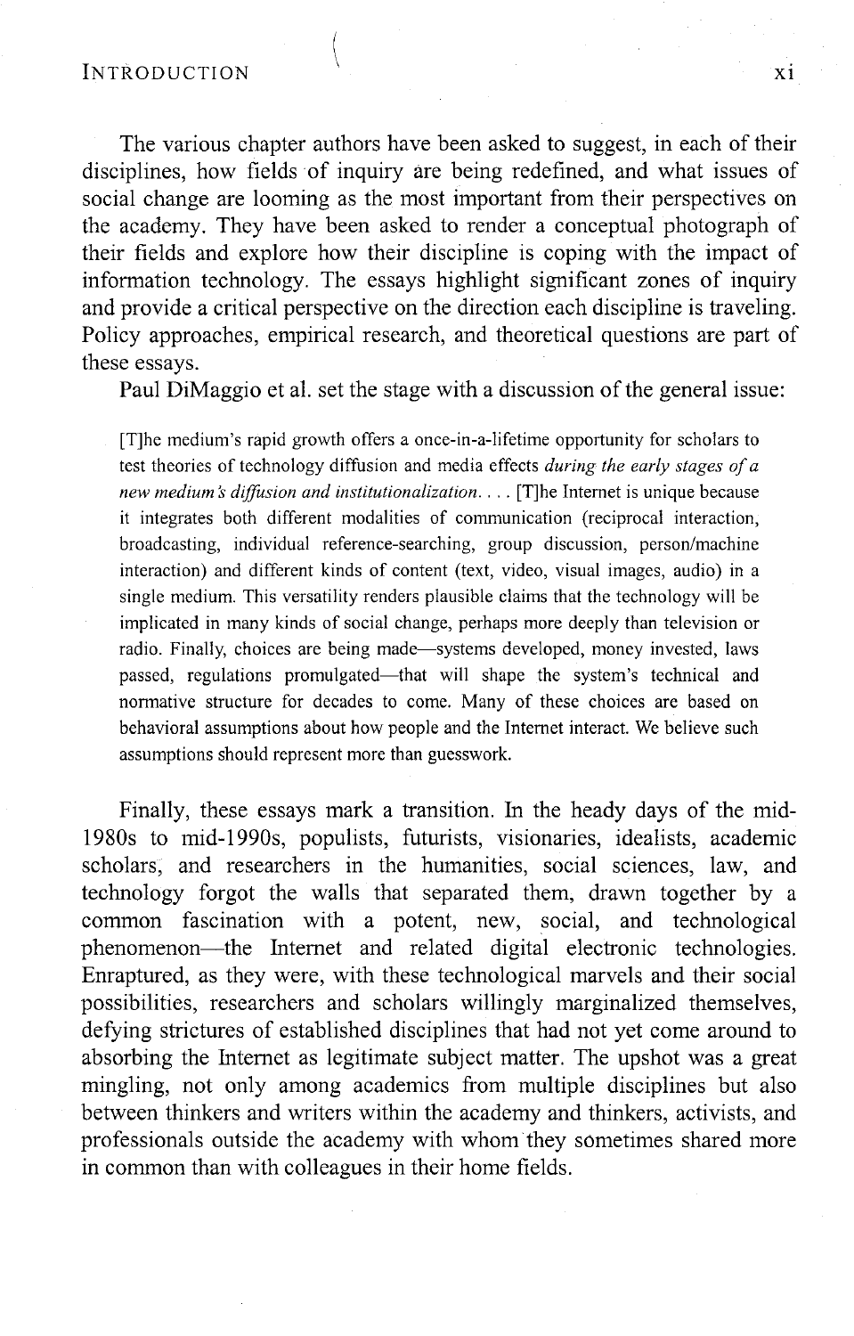The various chapter authors have been asked to suggest, in each of their disciplines, how fields of inquiry are being redefined, and what issues of social change are looming as the most important from their perspectives on the academy. They have been asked to render a conceptual photograph of their fields and explore how their discipline is coping with the impact of information technology. The essays highlight significant zones of inquiry and provide a critical perspective on the direction each discipline is traveling. Policy approaches, empirical research, and theoretical questions are part of these essays.

Paul DiMaggio et al. set the stage with a discussion of the general issue:

> [T]he medium's rapid growth offers a once-in-a-lifetime opportunity for scholars to test theories of technology diffusion and media effects *during the early stages of a new medium's diffusion and institutionalization*. . . . [T]he Internet is unique because it integrates both different modalities of communication (reciprocal interaction, broadcasting, individual reference-searching, group discussion, person/machine interaction) and different kinds of content (text, video, visual images, audio) in a single medium. This versatility renders plausible claims that the technology will be implicated in many kinds of social change, perhaps more deeply than television or radio. Finally, choices are being made—systems developed, money invested, laws passed, regulations promulgated—that will shape the system's technical and normative structure for decades to come. Many of these choices are based on behavioral assumptions about how people and the Internet interact. We believe such assumptions should represent more than guesswork.

Finally, these essays mark a transition. In the heady days of the mid-1980s to mid-1990s, populists, futurists, visionaries, idealists, academic scholars, and researchers in the humanities, social sciences, law, and technology forgot the walls that separated them, drawn together by a common fascination with a potent, new, social, and technological phenomenon—the Internet and related digital electronic technologies. Enraptured, as they were, with these technological marvels and their social possibilities, researchers and scholars willingly marginalized themselves, defying strictures of established disciplines that had not yet come around to absorbing the Internet as legitimate subject matter. The upshot was a great mingling, not only among academics from multiple disciplines but also between thinkers and writers within the academy and thinkers, activists, and professionals outside the academy with whom they sometimes shared more in common than with colleagues in their home fields.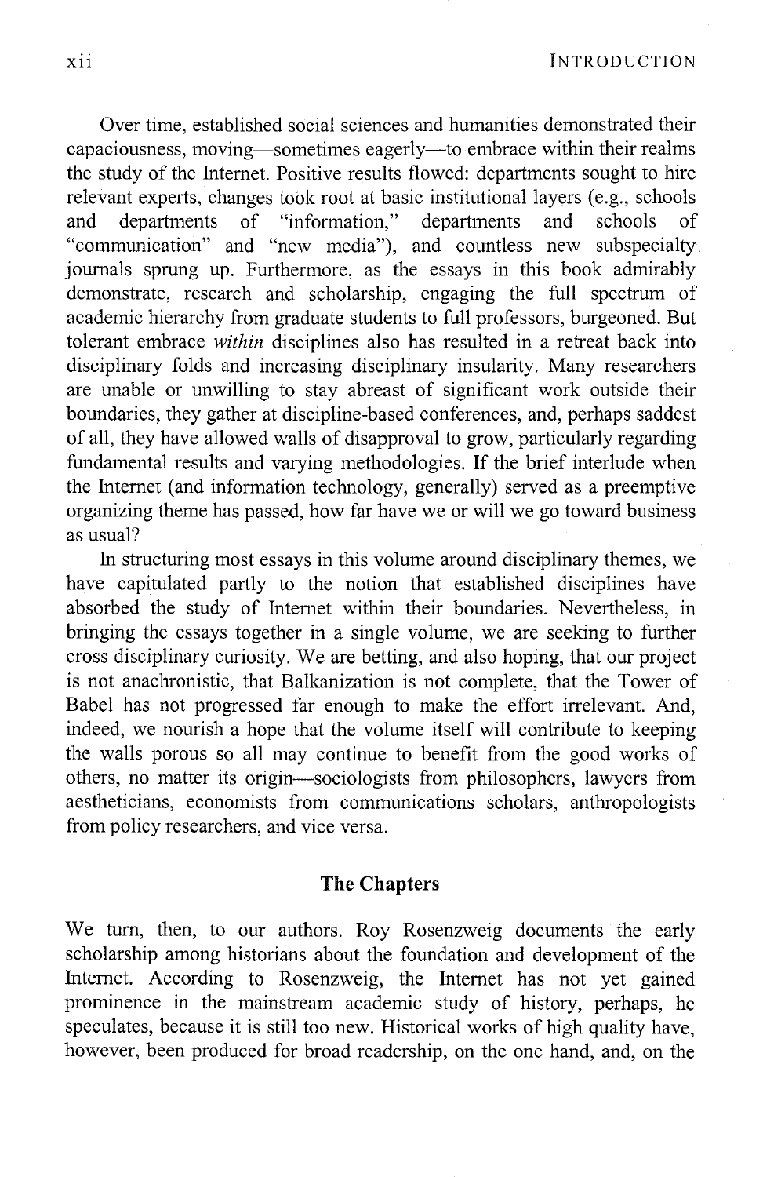Over time, established social sciences and humanities demonstrated their capaciousness, moving—sometimes eagerly—to embrace within their realms the study of the Internet. Positive results flowed: departments sought to hire relevant experts, changes took root at basic institutional layers (e.g., schools and departments of "information," departments and schools of "communication" and "new media"), and countless new subspecialty journals sprung up. Furthermore, as the essays in this book admirably demonstrate, research and scholarship, engaging the full spectrum of academic hierarchy from graduate students to full professors, burgeoned. But tolerant embrace *within* disciplines also has resulted in a retreat back into disciplinary folds and increasing disciplinary insularity. Many researchers are unable or unwilling to stay abreast of significant work outside their boundaries, they gather at discipline-based conferences, and, perhaps saddest of all, they have allowed walls of disapproval to grow, particularly regarding fundamental results and varying methodologies. If the brief interlude when the Internet (and information technology, generally) served as a preemptive organizing theme has passed, how far have we or will we go toward business as usual?

In structuring most essays in this volume around disciplinary themes, we have capitulated partly to the notion that established disciplines have absorbed the study of Internet within their boundaries. Nevertheless, in bringing the essays together in a single volume, we are seeking to further cross disciplinary curiosity. We are betting, and also hoping, that our project is not anachronistic, that Balkanization is not complete, that the Tower of Babel has not progressed far enough to make the effort irrelevant. And, indeed, we nourish a hope that the volume itself will contribute to keeping the walls porous so all may continue to benefit from the good works of others, no matter its origin—sociologists from philosophers, lawyers from aestheticians, economists from communications scholars, anthropologists from policy researchers, and vice versa.

## The Chapters

We turn, then, to our authors. Roy Rosenzweig documents the early scholarship among historians about the foundation and development of the Internet. According to Rosenzweig, the Internet has not yet gained prominence in the mainstream academic study of history, perhaps, he speculates, because it is still too new. Historical works of high quality have, however, been produced for broad readership, on the one hand, and, on the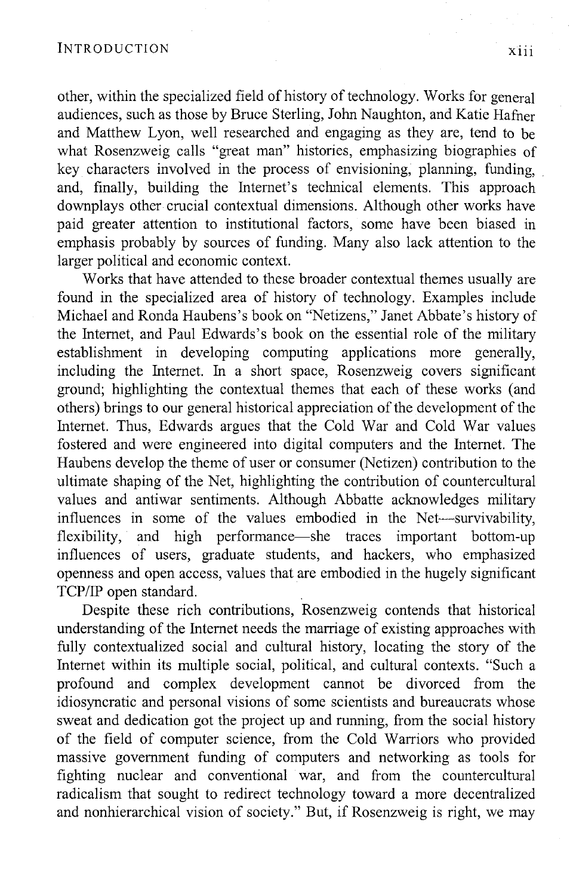other, within the specialized field of history of technology. Works for general audiences, such as those by Bruce Sterling, John Naughton, and Katie Hafner and Matthew Lyon, well researched and engaging as they are, tend to be what Rosenzweig calls "great man" histories, emphasizing biographies of key characters involved in the process of envisioning, planning, funding, and, finally, building the Internet's technical elements. This approach downplays other crucial contextual dimensions. Although other works have paid greater attention to institutional factors, some have been biased in emphasis probably by sources of funding. Many also lack attention to the larger political and economic context.

Works that have attended to these broader contextual themes usually are found in the specialized area of history of technology. Examples include Michael and Ronda Haubens's book on "Netizens," Janet Abbate's history of the Internet, and Paul Edwards's book on the essential role of the military establishment in developing computing applications more generally, including the Internet. In a short space, Rosenzweig covers significant ground; highlighting the contextual themes that each of these works (and others) brings to our general historical appreciation of the development of the Internet. Thus, Edwards argues that the Cold War and Cold War values fostered and were engineered into digital computers and the Internet. The Haubens develop the theme of user or consumer (Netizen) contribution to the ultimate shaping of the Net, highlighting the contribution of countercultural values and antiwar sentiments. Although Abbatte acknowledges military influences in some of the values embodied in the Net—survivability, flexibility, and high performance—she traces important bottom-up influences of users, graduate students, and hackers, who emphasized openness and open access, values that are embodied in the hugely significant TCP/IP open standard.

Despite these rich contributions, Rosenzweig contends that historical understanding of the Internet needs the marriage of existing approaches with fully contextualized social and cultural history, locating the story of the Internet within its multiple social, political, and cultural contexts. "Such a profound and complex development cannot be divorced from the idiosyncratic and personal visions of some scientists and bureaucrats whose sweat and dedication got the project up and running, from the social history of the field of computer science, from the Cold Warriors who provided massive government funding of computers and networking as tools for fighting nuclear and conventional war, and from the countercultural radicalism that sought to redirect technology toward a more decentralized and nonhierarchical vision of society." But, if Rosenzweig is right, we may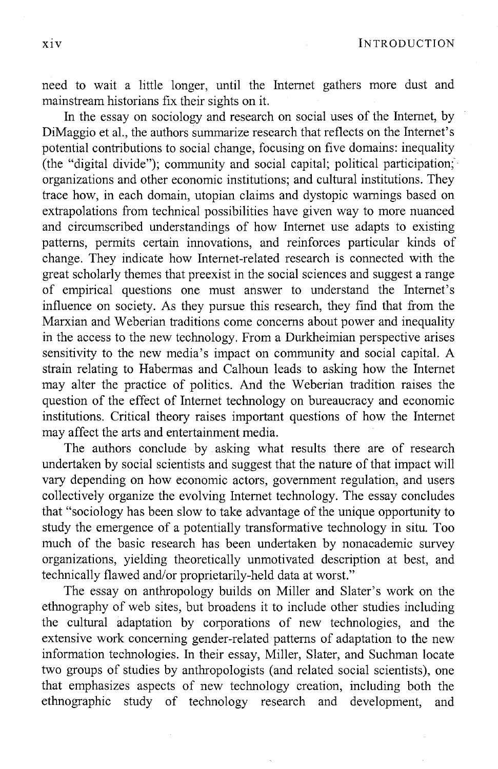need to wait a little longer, until the Internet gathers more dust and mainstream historians fix their sights on it.

In the essay on sociology and research on social uses of the Internet, by DiMaggio et al., the authors summarize research that reflects on the Internet's potential contributions to social change, focusing on five domains: inequality (the "digital divide"); community and social capital; political participation; organizations and other economic institutions; and cultural institutions. They trace how, in each domain, utopian claims and dystopic warnings based on extrapolations from technical possibilities have given way to more nuanced and circumscribed understandings of how Internet use adapts to existing patterns, permits certain innovations, and reinforces particular kinds of change. They indicate how Internet-related research is connected with the great scholarly themes that preexist in the social sciences and suggest a range of empirical questions one must answer to understand the Internet's influence on society. As they pursue this research, they find that from the Marxian and Weberian traditions come concerns about power and inequality in the access to the new technology. From a Durkheimian perspective arises sensitivity to the new media's impact on community and social capital. A strain relating to Habermas and Calhoun leads to asking how the Internet may alter the practice of politics. And the Weberian tradition raises the question of the effect of Internet technology on bureaucracy and economic institutions. Critical theory raises important questions of how the Internet may affect the arts and entertainment media.

The authors conclude by asking what results there are of research undertaken by social scientists and suggest that the nature of that impact will vary depending on how economic actors, government regulation, and users collectively organize the evolving Internet technology. The essay concludes that "sociology has been slow to take advantage of the unique opportunity to study the emergence of a potentially transformative technology in situ. Too much of the basic research has been undertaken by nonacademic survey organizations, yielding theoretically unmotivated description at best, and technically flawed and/or proprietarily-held data at worst."

The essay on anthropology builds on Miller and Slater's work on the ethnography of web sites, but broadens it to include other studies including the cultural adaptation by corporations of new technologies, and the extensive work concerning gender-related patterns of adaptation to the new information technologies. In their essay, Miller, Slater, and Suchman locate two groups of studies by anthropologists (and related social scientists), one that emphasizes aspects of new technology creation, including both the ethnographic study of technology research and development, and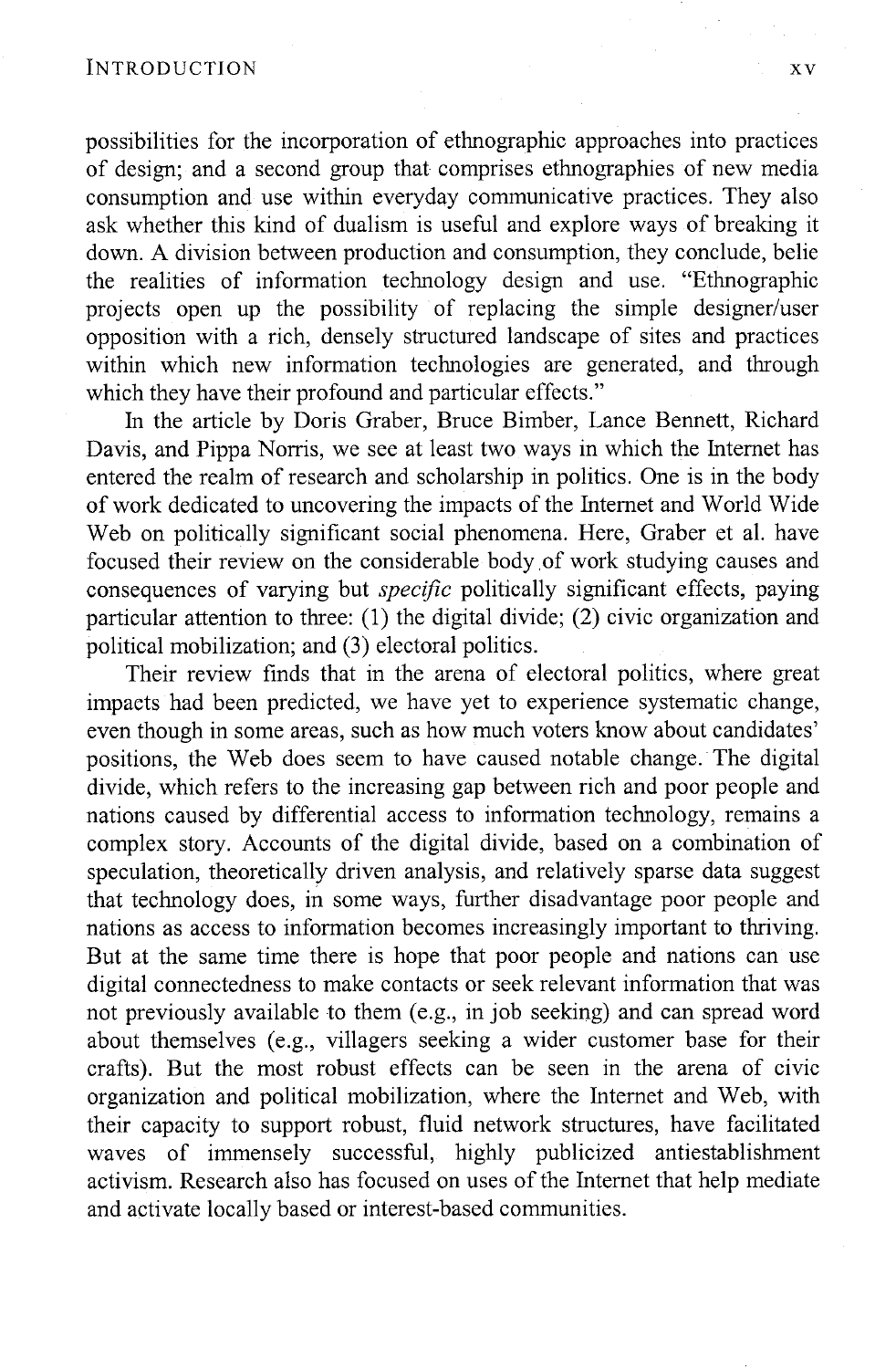possibilities for the incorporation of ethnographic approaches into practices of design; and a second group that comprises ethnographies of new media consumption and use within everyday communicative practices. They also ask whether this kind of dualism is useful and explore ways of breaking it down. A division between production and consumption, they conclude, belie the realities of information technology design and use. "Ethnographic projects open up the possibility of replacing the simple designer/user opposition with a rich, densely structured landscape of sites and practices within which new information technologies are generated, and through which they have their profound and particular effects."

In the article by Doris Graber, Bruce Bimber, Lance Bennett, Richard Davis, and Pippa Norris, we see at least two ways in which the Internet has entered the realm of research and scholarship in politics. One is in the body of work dedicated to uncovering the impacts of the Internet and World Wide Web on politically significant social phenomena. Here, Graber et al. have focused their review on the considerable body of work studying causes and consequences of varying but *specific* politically significant effects, paying particular attention to three: (1) the digital divide; (2) civic organization and political mobilization; and (3) electoral politics.

Their review finds that in the arena of electoral politics, where great impacts had been predicted, we have yet to experience systematic change, even though in some areas, such as how much voters know about candidates' positions, the Web does seem to have caused notable change. The digital divide, which refers to the increasing gap between rich and poor people and nations caused by differential access to information technology, remains a complex story. Accounts of the digital divide, based on a combination of speculation, theoretically driven analysis, and relatively sparse data suggest that technology does, in some ways, further disadvantage poor people and nations as access to information becomes increasingly important to thriving. But at the same time there is hope that poor people and nations can use digital connectedness to make contacts or seek relevant information that was not previously available to them (e.g., in job seeking) and can spread word about themselves (e.g., villagers seeking a wider customer base for their crafts). But the most robust effects can be seen in the arena of civic organization and political mobilization, where the Internet and Web, with their capacity to support robust, fluid network structures, have facilitated waves of immensely successful, highly publicized antiestablishment activism. Research also has focused on uses of the Internet that help mediate and activate locally based or interest-based communities.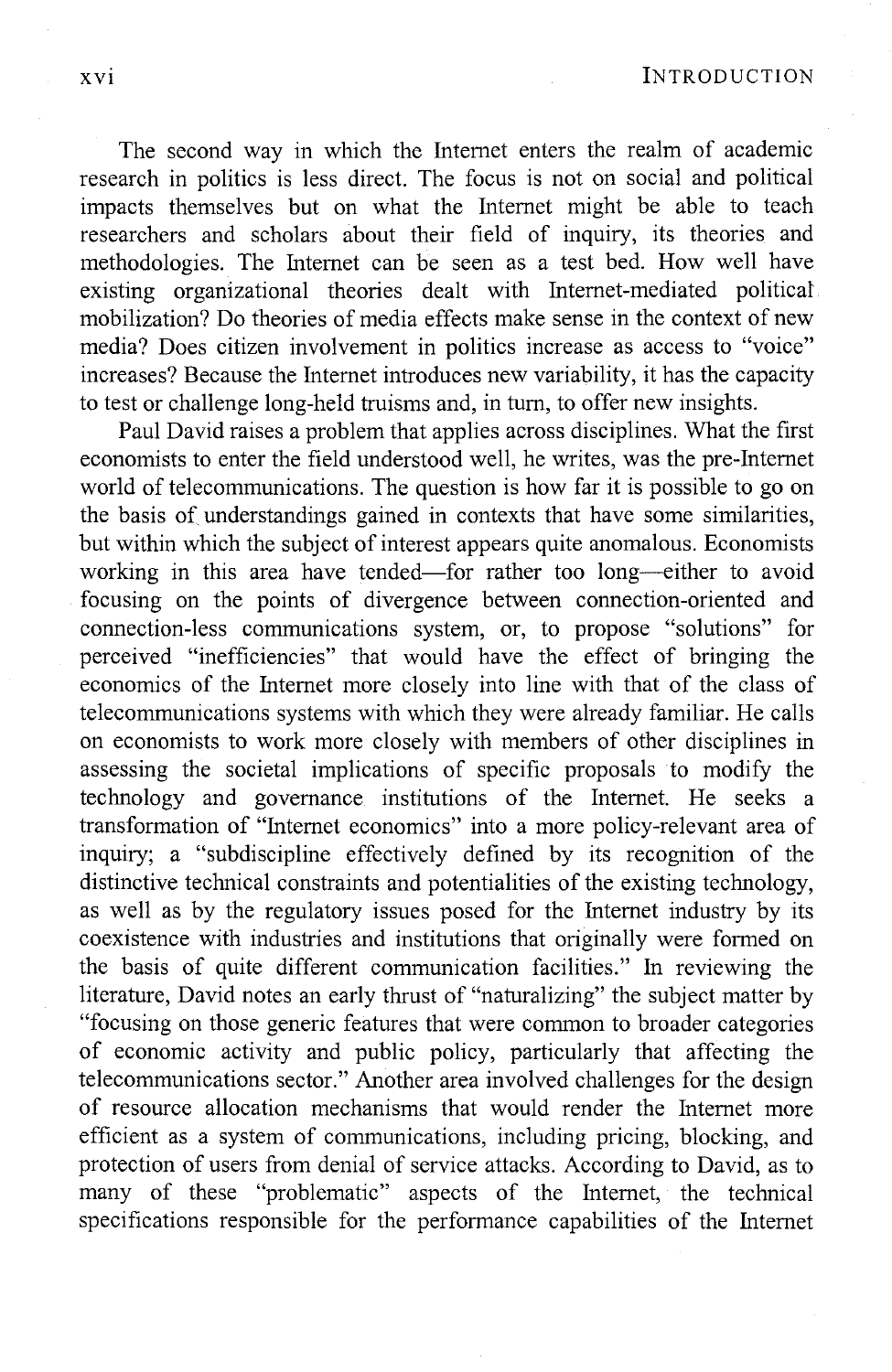The second way in which the Internet enters the realm of academic research in politics is less direct. The focus is not on social and political impacts themselves but on what the Internet might be able to teach researchers and scholars about their field of inquiry, its theories and methodologies. The Internet can be seen as a test bed. How well have existing organizational theories dealt with Internet-mediated political mobilization? Do theories of media effects make sense in the context of new media? Does citizen involvement in politics increase as access to "voice" increases? Because the Internet introduces new variability, it has the capacity to test or challenge long-held truisms and, in turn, to offer new insights.

Paul David raises a problem that applies across disciplines. What the first economists to enter the field understood well, he writes, was the pre-Internet world of telecommunications. The question is how far it is possible to go on the basis of understandings gained in contexts that have some similarities, but within which the subject of interest appears quite anomalous. Economists working in this area have tended—for rather too long—either to avoid focusing on the points of divergence between connection-oriented and connection-less communications system, or, to propose "solutions" for perceived "inefficiencies" that would have the effect of bringing the economics of the Internet more closely into line with that of the class of telecommunications systems with which they were already familiar. He calls on economists to work more closely with members of other disciplines in assessing the societal implications of specific proposals to modify the technology and governance institutions of the Internet. He seeks a transformation of "Internet economics" into a more policy-relevant area of inquiry; a "subdiscipline effectively defined by its recognition of the distinctive technical constraints and potentialities of the existing technology, as well as by the regulatory issues posed for the Internet industry by its coexistence with industries and institutions that originally were formed on the basis of quite different communication facilities." In reviewing the literature, David notes an early thrust of "naturalizing" the subject matter by "focusing on those generic features that were common to broader categories of economic activity and public policy, particularly that affecting the telecommunications sector." Another area involved challenges for the design of resource allocation mechanisms that would render the Internet more efficient as a system of communications, including pricing, blocking, and protection of users from denial of service attacks. According to David, as to many of these "problematic" aspects of the Internet, the technical specifications responsible for the performance capabilities of the Internet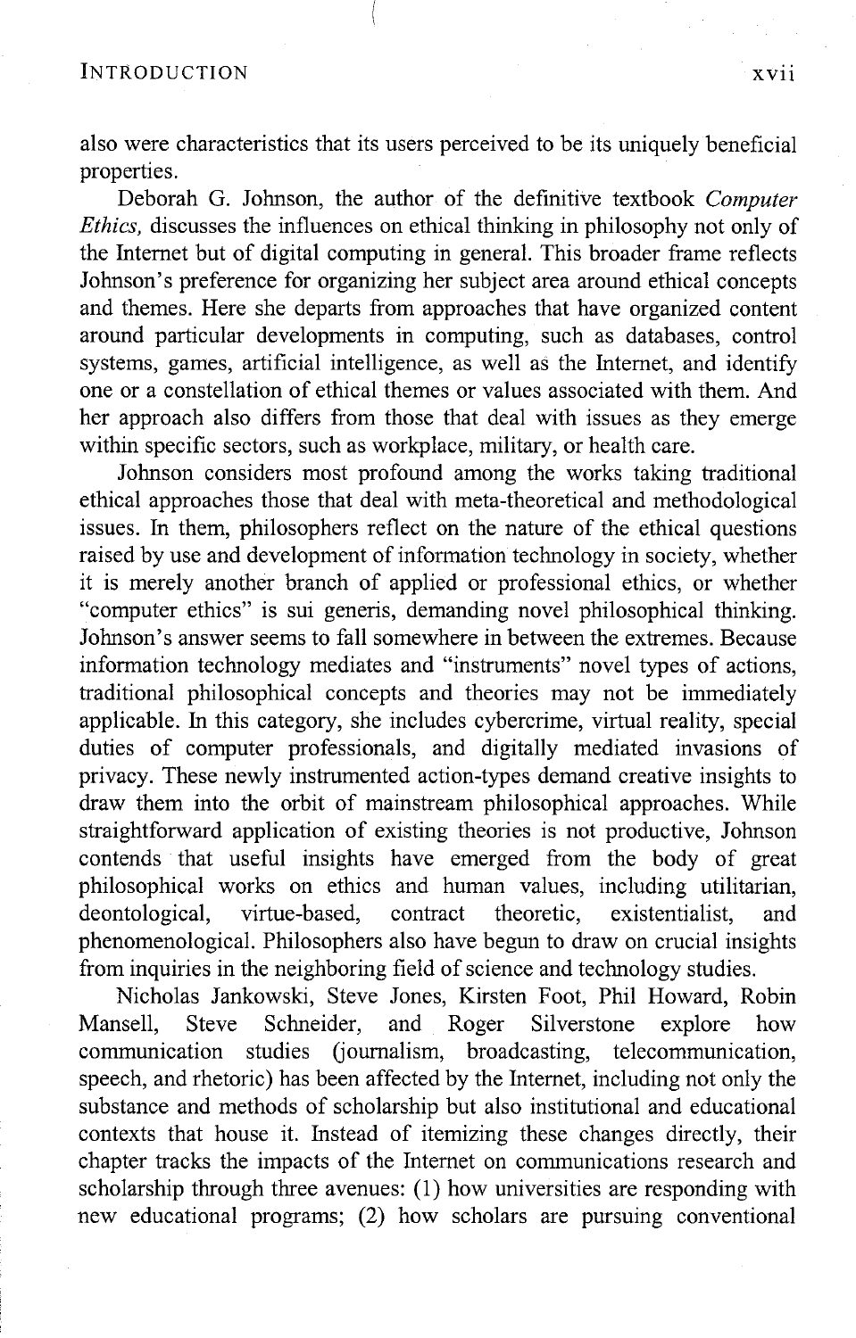also were characteristics that its users perceived to be its uniquely beneficial properties.

Deborah G. Johnson, the author of the definitive textbook *Computer Ethics,* discusses the influences on ethical thinking in philosophy not only of the Internet but of digital computing in general. This broader frame reflects Johnson's preference for organizing her subject area around ethical concepts and themes. Here she departs from approaches that have organized content around particular developments in computing, such as databases, control systems, games, artificial intelligence, as well as the Internet, and identify one or a constellation of ethical themes or values associated with them. And her approach also differs from those that deal with issues as they emerge within specific sectors, such as workplace, military, or health care.

Johnson considers most profound among the works taking traditional ethical approaches those that deal with meta-theoretical and methodological issues. In them, philosophers reflect on the nature of the ethical questions raised by use and development of information technology in society, whether it is merely another branch of applied or professional ethics, or whether "computer ethics" is sui generis, demanding novel philosophical thinking. Johnson's answer seems to fall somewhere in between the extremes. Because information technology mediates and "instruments" novel types of actions, traditional philosophical concepts and theories may not be immediately applicable. In this category, she includes cybercrime, virtual reality, special duties of computer professionals, and digitally mediated invasions of privacy. These newly instrumented action-types demand creative insights to draw them into the orbit of mainstream philosophical approaches. While straightforward application of existing theories is not productive, Johnson contends that useful insights have emerged from the body of great philosophical works on ethics and human values, including utilitarian, deontological, virtue-based, contract theoretic, existentialist, and phenomenological. Philosophers also have begun to draw on crucial insights from inquiries in the neighboring field of science and technology studies.

Nicholas Jankowski, Steve Jones, Kirsten Foot, Phil Howard, Robin Mansell, Steve Schneider, and Roger Silverstone explore how communication studies (journalism, broadcasting, telecommunication, speech, and rhetoric) has been affected by the Internet, including not only the substance and methods of scholarship but also institutional and educational contexts that house it. Instead of itemizing these changes directly, their chapter tracks the impacts of the Internet on communications research and scholarship through three avenues: (1) how universities are responding with new educational programs; (2) how scholars are pursuing conventional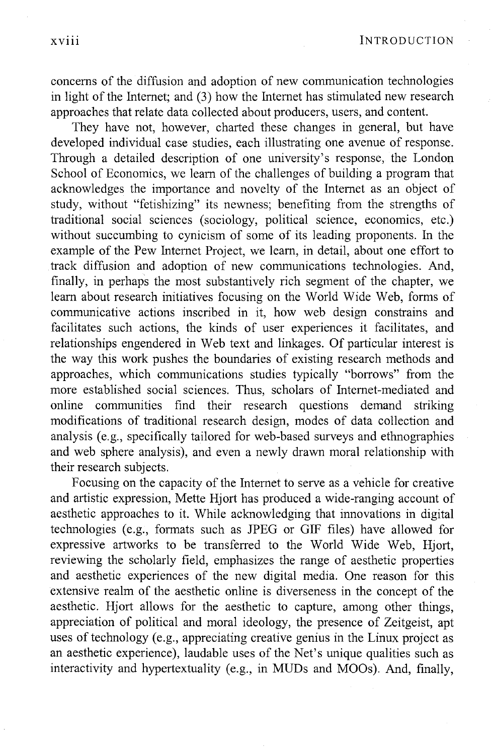concerns of the diffusion and adoption of new communication technologies in light of the Internet; and (3) how the Internet has stimulated new research approaches that relate data collected about producers, users, and content.

They have not, however, charted these changes in general, but have developed individual case studies, each illustrating one avenue of response. Through a detailed description of one university's response, the London School of Economics, we learn of the challenges of building a program that acknowledges the importance and novelty of the Internet as an object of study, without "fetishizing" its newness; benefiting from the strengths of traditional social sciences (sociology, political science, economics, etc.) without succumbing to cynicism of some of its leading proponents. In the example of the Pew Internet Project, we learn, in detail, about one effort to track diffusion and adoption of new communications technologies. And, finally, in perhaps the most substantively rich segment of the chapter, we learn about research initiatives focusing on the World Wide Web, forms of communicative actions inscribed in it, how web design constrains and facilitates such actions, the kinds of user experiences it facilitates, and relationships engendered in Web text and linkages. Of particular interest is the way this work pushes the boundaries of existing research methods and approaches, which communications studies typically "borrows" from the more established social sciences. Thus, scholars of Internet-mediated and online communities find their research questions demand striking modifications of traditional research design, modes of data collection and analysis (e.g., specifically tailored for web-based surveys and ethnographies and web sphere analysis), and even a newly drawn moral relationship with their research subjects.

Focusing on the capacity of the Internet to serve as a vehicle for creative and artistic expression, Mette Hjort has produced a wide-ranging account of aesthetic approaches to it. While acknowledging that innovations in digital technologies (e.g., formats such as JPEG or GIF files) have allowed for expressive artworks to be transferred to the World Wide Web, Hjort, reviewing the scholarly field, emphasizes the range of aesthetic properties and aesthetic experiences of the new digital media. One reason for this extensive realm of the aesthetic online is diverseness in the concept of the aesthetic. Hjort allows for the aesthetic to capture, among other things, appreciation of political and moral ideology, the presence of Zeitgeist, apt uses of technology (e.g., appreciating creative genius in the Linux project as an aesthetic experience), laudable uses of the Net's unique qualities such as interactivity and hypertextuality (e.g., in MUDs and MOOs). And, finally,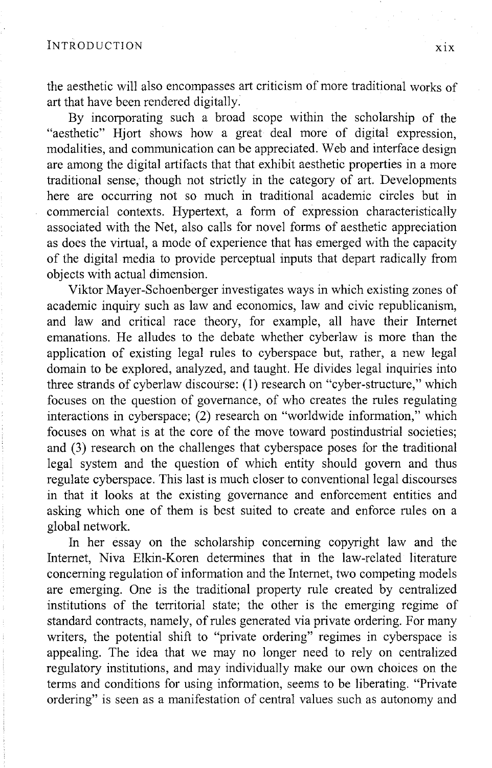the aesthetic will also encompasses art criticism of more traditional works of art that have been rendered digitally.

By incorporating such a broad scope within the scholarship of the "aesthetic" Hjort shows how a great deal more of digital expression, modalities, and communication can be appreciated. Web and interface design are among the digital artifacts that that exhibit aesthetic properties in a more traditional sense, though not strictly in the category of art. Developments here are occurring not so much in traditional academic circles but in commercial contexts. Hypertext, a form of expression characteristically associated with the Net, also calls for novel forms of aesthetic appreciation as does the virtual, a mode of experience that has emerged with the capacity of the digital media to provide perceptual inputs that depart radically from objects with actual dimension.

Viktor Mayer-Schoenberger investigates ways in which existing zones of academic inquiry such as law and economics, law and civic republicanism, and law and critical race theory, for example, all have their Internet emanations. He alludes to the debate whether cyberlaw is more than the application of existing legal rules to cyberspace but, rather, a new legal domain to be explored, analyzed, and taught. He divides legal inquiries into three strands of cyberlaw discourse: (1) research on "cyber-structure," which focuses on the question of governance, of who creates the rules regulating interactions in cyberspace; (2) research on "worldwide information," which focuses on what is at the core of the move toward postindustrial societies; and (3) research on the challenges that cyberspace poses for the traditional legal system and the question of which entity should govern and thus regulate cyberspace. This last is much closer to conventional legal discourses in that it looks at the existing governance and enforcement entities and asking which one of them is best suited to create and enforce rules on a global network.

In her essay on the scholarship concerning copyright law and the Internet, Niva Elkin-Koren determines that in the law-related literature concerning regulation of information and the Internet, two competing models are emerging. One is the traditional property rule created by centralized institutions of the territorial state; the other is the emerging regime of standard contracts, namely, of rules generated via private ordering. For many writers, the potential shift to "private ordering" regimes in cyberspace is appealing. The idea that we may no longer need to rely on centralized regulatory institutions, and may individually make our own choices on the terms and conditions for using information, seems to be liberating. "Private ordering" is seen as a manifestation of central values such as autonomy and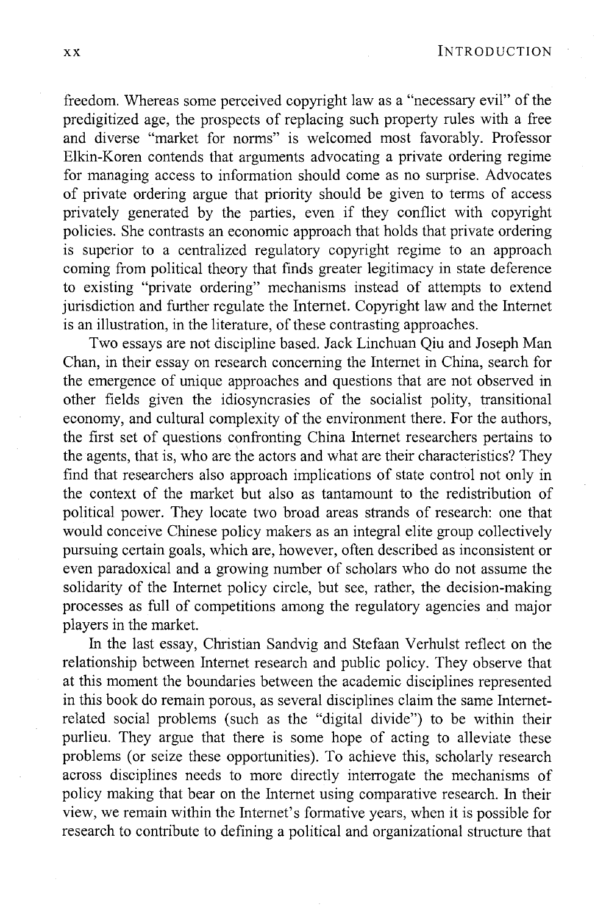freedom. Whereas some perceived copyright law as a "necessary evil" of the predigitized age, the prospects of replacing such property rules with a free and diverse "market for norms" is welcomed most favorably. Professor Elkin-Koren contends that arguments advocating a private ordering regime for managing access to information should come as no surprise. Advocates of private ordering argue that priority should be given to terms of access privately generated by the parties, even if they conflict with copyright policies. She contrasts an economic approach that holds that private ordering is superior to a centralized regulatory copyright regime to an approach coming from political theory that finds greater legitimacy in state deference to existing "private ordering" mechanisms instead of attempts to extend jurisdiction and further regulate the Internet. Copyright law and the Internet is an illustration, in the literature, of these contrasting approaches.

Two essays are not discipline based. Jack Linchuan Qiu and Joseph Man Chan, in their essay on research concerning the Internet in China, search for the emergence of unique approaches and questions that are not observed in other fields given the idiosyncrasies of the socialist polity, transitional economy, and cultural complexity of the environment there. For the authors, the first set of questions confronting China Internet researchers pertains to the agents, that is, who are the actors and what are their characteristics? They find that researchers also approach implications of state control not only in the context of the market but also as tantamount to the redistribution of political power. They locate two broad areas strands of research: one that would conceive Chinese policy makers as an integral elite group collectively pursuing certain goals, which are, however, often described as inconsistent or even paradoxical and a growing number of scholars who do not assume the solidarity of the Internet policy circle, but see, rather, the decision-making processes as full of competitions among the regulatory agencies and major players in the market.

In the last essay, Christian Sandvig and Stefaan Verhulst reflect on the relationship between Internet research and public policy. They observe that at this moment the boundaries between the academic disciplines represented in this book do remain porous, as several disciplines claim the same Internet-related social problems (such as the "digital divide") to be within their purlieu. They argue that there is some hope of acting to alleviate these problems (or seize these opportunities). To achieve this, scholarly research across disciplines needs to more directly interrogate the mechanisms of policy making that bear on the Internet using comparative research. In their view, we remain within the Internet's formative years, when it is possible for research to contribute to defining a political and organizational structure that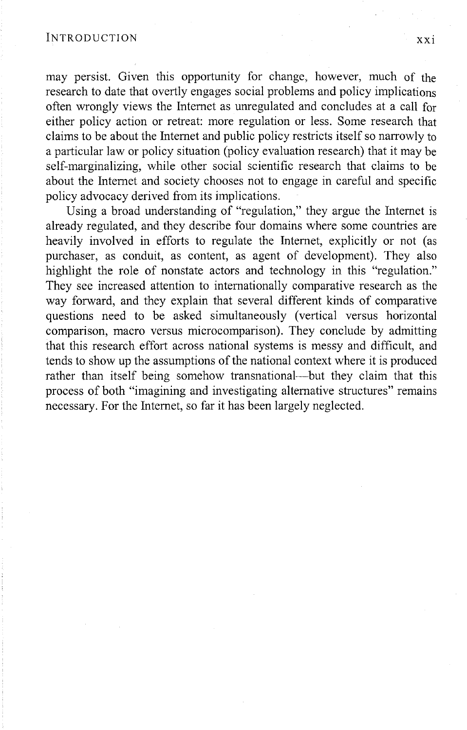may persist. Given this opportunity for change, however, much of the research to date that overtly engages social problems and policy implications often wrongly views the Internet as unregulated and concludes at a call for either policy action or retreat: more regulation or less. Some research that claims to be about the Internet and public policy restricts itself so narrowly to a particular law or policy situation (policy evaluation research) that it may be self-marginalizing, while other social scientific research that claims to be about the Internet and society chooses not to engage in careful and specific policy advocacy derived from its implications.

Using a broad understanding of "regulation," they argue the Internet is already regulated, and they describe four domains where some countries are heavily involved in efforts to regulate the Internet, explicitly or not (as purchaser, as conduit, as content, as agent of development). They also highlight the role of nonstate actors and technology in this "regulation." They see increased attention to internationally comparative research as the way forward, and they explain that several different kinds of comparative questions need to be asked simultaneously (vertical versus horizontal comparison, macro versus microcomparison). They conclude by admitting that this research effort across national systems is messy and difficult, and tends to show up the assumptions of the national context where it is produced rather than itself being somehow transnational—but they claim that this process of both "imagining and investigating alternative structures" remains necessary. For the Internet, so far it has been largely neglected.